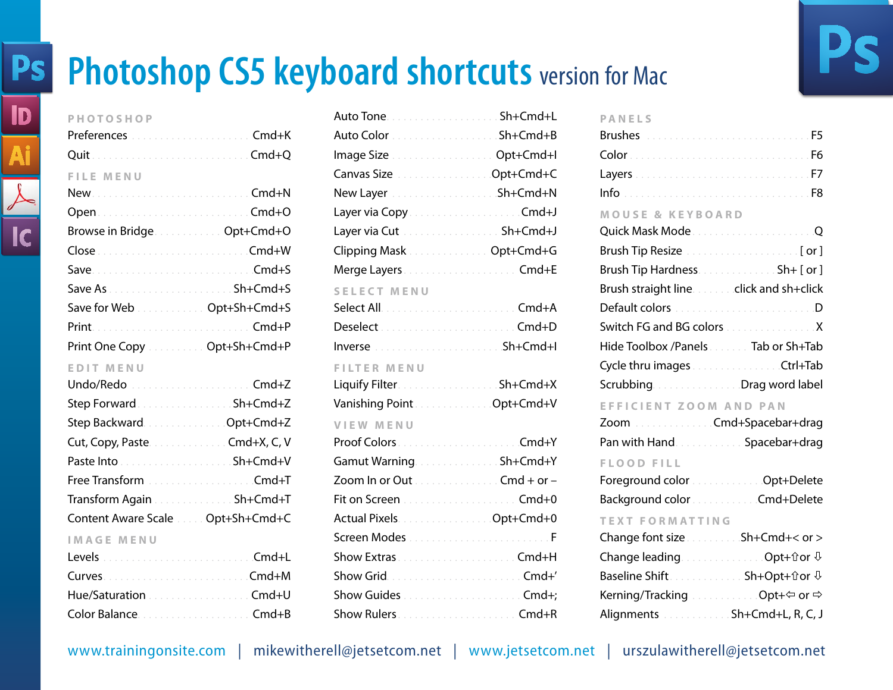# Photoshop CS5 keyboard shortcuts version for Mac

## PHOTOSHOP

| Command | Shortcut |
|---|---|
| Preferences | Cmd+K |
| Quit | Cmd+Q |

## FILE MENU

| Command | Shortcut |
|---|---|
| New | Cmd+N |
| Open | Cmd+O |
| Browse in Bridge | Opt+Cmd+O |
| Close | Cmd+W |
| Save | Cmd+S |
| Save As | Sh+Cmd+S |
| Save for Web | Opt+Sh+Cmd+S |
| Print | Cmd+P |
| Print One Copy | Opt+Sh+Cmd+P |

## EDIT MENU

| Command | Shortcut |
|---|---|
| Undo/Redo | Cmd+Z |
| Step Forward | Sh+Cmd+Z |
| Step Backward | Opt+Cmd+Z |
| Cut, Copy, Paste | Cmd+X, C, V |
| Paste Into | Sh+Cmd+V |
| Free Transform | Cmd+T |
| Transform Again | Sh+Cmd+T |
| Content Aware Scale | Opt+Sh+Cmd+C |

## IMAGE MENU

| Command | Shortcut |
|---|---|
| Levels | Cmd+L |
| Curves | Cmd+M |
| Hue/Saturation | Cmd+U |
| Color Balance | Cmd+B |
| Auto Tone | Sh+Cmd+L |
| Auto Color | Sh+Cmd+B |
| Image Size | Opt+Cmd+I |
| Canvas Size | Opt+Cmd+C |
| New Layer | Sh+Cmd+N |
| Layer via Copy | Cmd+J |
| Layer via Cut | Sh+Cmd+J |
| Clipping Mask | Opt+Cmd+G |
| Merge Layers | Cmd+E |

## SELECT MENU

| Command | Shortcut |
|---|---|
| Select All | Cmd+A |
| Deselect | Cmd+D |
| Inverse | Sh+Cmd+I |

## FILTER MENU

| Command | Shortcut |
|---|---|
| Liquify Filter | Sh+Cmd+X |
| Vanishing Point | Opt+Cmd+V |

## VIEW MENU

| Command | Shortcut |
|---|---|
| Proof Colors | Cmd+Y |
| Gamut Warning | Sh+Cmd+Y |
| Zoom In or Out | Cmd + or – |
| Fit on Screen | Cmd+0 |
| Actual Pixels | Opt+Cmd+0 |
| Screen Modes | F |
| Show Extras | Cmd+H |
| Show Grid | Cmd+' |
| Show Guides | Cmd+; |
| Show Rulers | Cmd+R |

## PANELS

| Command | Shortcut |
|---|---|
| Brushes | F5 |
| Color | F6 |
| Layers | F7 |
| Info | F8 |

## MOUSE & KEYBOARD

| Command | Shortcut |
|---|---|
| Quick Mask Mode | Q |
| Brush Tip Resize | [ or ] |
| Brush Tip Hardness | Sh+ [ or ] |
| Brush straight line | click and sh+click |
| Default colors | D |
| Switch FG and BG colors | X |
| Hide Toolbox /Panels | Tab or Sh+Tab |
| Cycle thru images | Ctrl+Tab |
| Scrubbing | Drag word label |

## EFFICIENT ZOOM AND PAN

| Command | Shortcut |
|---|---|
| Zoom | Cmd+Spacebar+drag |
| Pan with Hand | Spacebar+drag |

## FLOOD FILL

| Command | Shortcut |
|---|---|
| Foreground color | Opt+Delete |
| Background color | Cmd+Delete |

## TEXT FORMATTING

| Command | Shortcut |
|---|---|
| Change font size | Sh+Cmd+< or > |
| Change leading | Opt+⇧or ⇩ |
| Baseline Shift | Sh+Opt+⇧or ⇩ |
| Kerning/Tracking | Opt+⇦ or ⇨ |
| Alignments | Sh+Cmd+L, R, C, J |

www.trainingonsite.com | mikewitherell@jetsetcom.net | www.jetsetcom.net | urszulawitherell@jetsetcom.net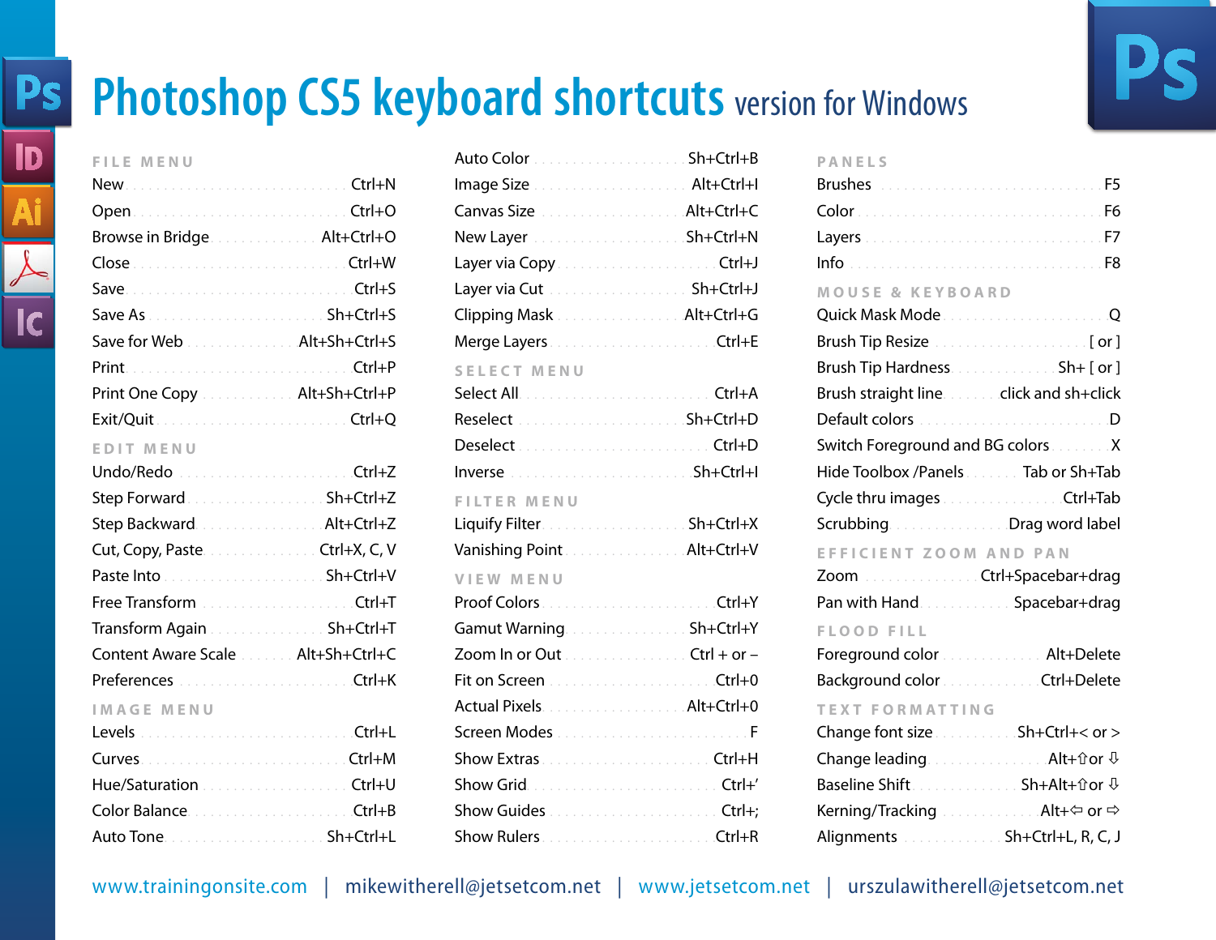# Photoshop CS5 keyboard shortcuts version for Windows

## FILE MENU

| | |
|---|---|
| New | Ctrl+N |
| Open | Ctrl+O |
| Browse in Bridge | Alt+Ctrl+O |
| Close | Ctrl+W |
| Save | Ctrl+S |
| Save As | Sh+Ctrl+S |
| Save for Web | Alt+Sh+Ctrl+S |
| Print | Ctrl+P |
| Print One Copy | Alt+Sh+Ctrl+P |
| Exit/Quit | Ctrl+Q |

## EDIT MENU

| | |
|---|---|
| Undo/Redo | Ctrl+Z |
| Step Forward | Sh+Ctrl+Z |
| Step Backward | Alt+Ctrl+Z |
| Cut, Copy, Paste | Ctrl+X, C, V |
| Paste Into | Sh+Ctrl+V |
| Free Transform | Ctrl+T |
| Transform Again | Sh+Ctrl+T |
| Content Aware Scale | Alt+Sh+Ctrl+C |
| Preferences | Ctrl+K |

## IMAGE MENU

| | |
|---|---|
| Levels | Ctrl+L |
| Curves | Ctrl+M |
| Hue/Saturation | Ctrl+U |
| Color Balance | Ctrl+B |
| Auto Tone | Sh+Ctrl+L |
| Auto Color | Sh+Ctrl+B |
| Image Size | Alt+Ctrl+I |
| Canvas Size | Alt+Ctrl+C |
| New Layer | Sh+Ctrl+N |
| Layer via Copy | Ctrl+J |
| Layer via Cut | Sh+Ctrl+J |
| Clipping Mask | Alt+Ctrl+G |
| Merge Layers | Ctrl+E |

## SELECT MENU

| | |
|---|---|
| Select All | Ctrl+A |
| Reselect | Sh+Ctrl+D |
| Deselect | Ctrl+D |
| Inverse | Sh+Ctrl+I |

## FILTER MENU

| | |
|---|---|
| Liquify Filter | Sh+Ctrl+X |
| Vanishing Point | Alt+Ctrl+V |

## VIEW MENU

| | |
|---|---|
| Proof Colors | Ctrl+Y |
| Gamut Warning | Sh+Ctrl+Y |
| Zoom In or Out | Ctrl + or – |
| Fit on Screen | Ctrl+0 |
| Actual Pixels | Alt+Ctrl+0 |
| Screen Modes | F |
| Show Extras | Ctrl+H |
| Show Grid | Ctrl+' |
| Show Guides | Ctrl+; |
| Show Rulers | Ctrl+R |

## PANELS

| | |
|---|---|
| Brushes | F5 |
| Color | F6 |
| Layers | F7 |
| Info | F8 |

## MOUSE & KEYBOARD

| | |
|---|---|
| Quick Mask Mode | Q |
| Brush Tip Resize | [ or ] |
| Brush Tip Hardness | Sh+ [ or ] |
| Brush straight line | click and sh+click |
| Default colors | D |
| Switch Foreground and BG colors | X |
| Hide Toolbox /Panels | Tab or Sh+Tab |
| Cycle thru images | Ctrl+Tab |
| Scrubbing | Drag word label |

## EFFICIENT ZOOM AND PAN

| | |
|---|---|
| Zoom | Ctrl+Spacebar+drag |
| Pan with Hand | Spacebar+drag |

## FLOOD FILL

| | |
|---|---|
| Foreground color | Alt+Delete |
| Background color | Ctrl+Delete |

## TEXT FORMATTING

| | |
|---|---|
| Change font size | Sh+Ctrl+< or > |
| Change leading | Alt+⇧or ⇩ |
| Baseline Shift | Sh+Alt+⇧or ⇩ |
| Kerning/Tracking | Alt+⇦ or ⇨ |
| Alignments | Sh+Ctrl+L, R, C, J |

www.trainingonsite.com | mikewitherell@jetsetcom.net | www.jetsetcom.net | urszulawitherell@jetsetcom.net